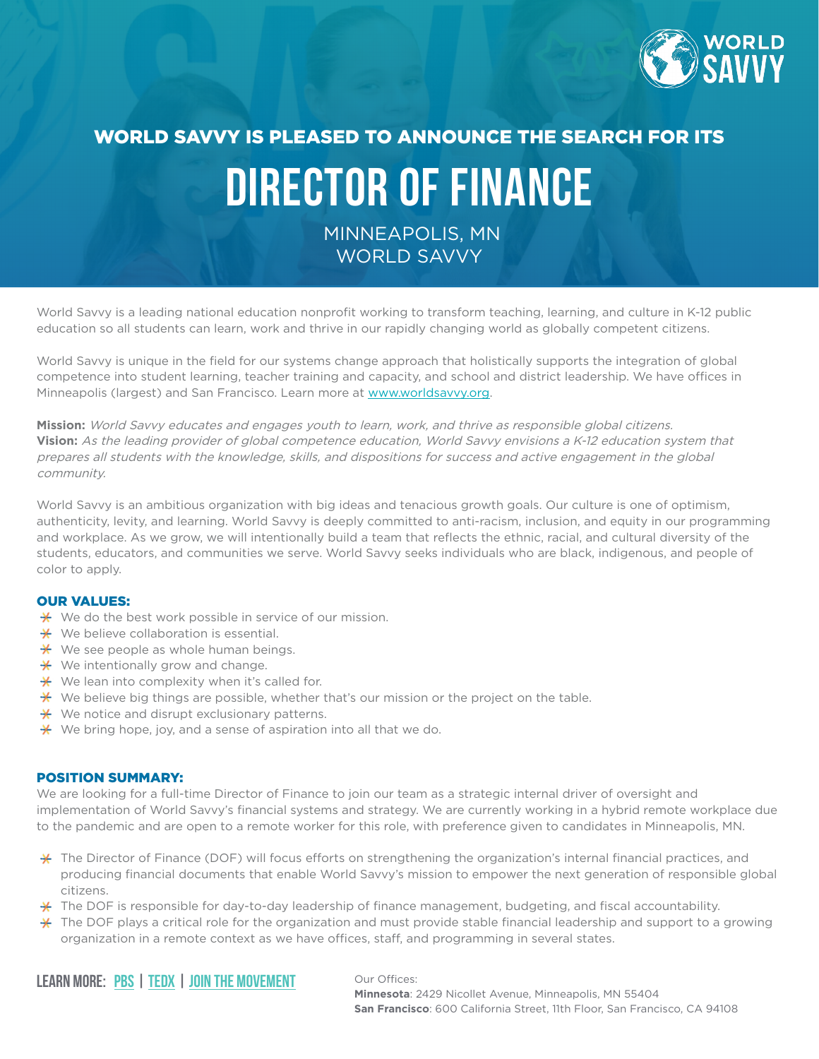WORLD SAVVY IS PLEASED TO ANNOUNCE THE SEARCH FOR ITS

# DIRECTOR OF FINANCE

MINNEAPOLIS, MN
WORLD SAVVY

World Savvy is a leading national education nonprofit working to transform teaching, learning, and culture in K-12 public education so all students can learn, work and thrive in our rapidly changing world as globally competent citizens.

World Savvy is unique in the field for our systems change approach that holistically supports the integration of global competence into student learning, teacher training and capacity, and school and district leadership. We have offices in Minneapolis (largest) and San Francisco. Learn more at [www.worldsavvy.org](www.worldsavvy.org).

**Mission:** *World Savvy educates and engages youth to learn, work, and thrive as responsible global citizens.*
**Vision:** *As the leading provider of global competence education, World Savvy envisions a K-12 education system that prepares all students with the knowledge, skills, and dispositions for success and active engagement in the global community.*

World Savvy is an ambitious organization with big ideas and tenacious growth goals. Our culture is one of optimism, authenticity, levity, and learning. World Savvy is deeply committed to anti-racism, inclusion, and equity in our programming and workplace. As we grow, we will intentionally build a team that reflects the ethnic, racial, and cultural diversity of the students, educators, and communities we serve. World Savvy seeks individuals who are black, indigenous, and people of color to apply.

## OUR VALUES:

- We do the best work possible in service of our mission.
- We believe collaboration is essential.
- We see people as whole human beings.
- We intentionally grow and change.
- We lean into complexity when it's called for.
- We believe big things are possible, whether that's our mission or the project on the table.
- We notice and disrupt exclusionary patterns.
- We bring hope, joy, and a sense of aspiration into all that we do.

## POSITION SUMMARY:

We are looking for a full-time Director of Finance to join our team as a strategic internal driver of oversight and implementation of World Savvy's financial systems and strategy. We are currently working in a hybrid remote workplace due to the pandemic and are open to a remote worker for this role, with preference given to candidates in Minneapolis, MN.

- The Director of Finance (DOF) will focus efforts on strengthening the organization's internal financial practices, and producing financial documents that enable World Savvy's mission to empower the next generation of responsible global citizens.
- The DOF is responsible for day-to-day leadership of finance management, budgeting, and fiscal accountability.
- The DOF plays a critical role for the organization and must provide stable financial leadership and support to a growing organization in a remote context as we have offices, staff, and programming in several states.

**LEARN MORE:** PBS | TEDX | JOIN THE MOVEMENT

Our Offices:
**Minnesota**: 2429 Nicollet Avenue, Minneapolis, MN 55404
**San Francisco**: 600 California Street, 11th Floor, San Francisco, CA 94108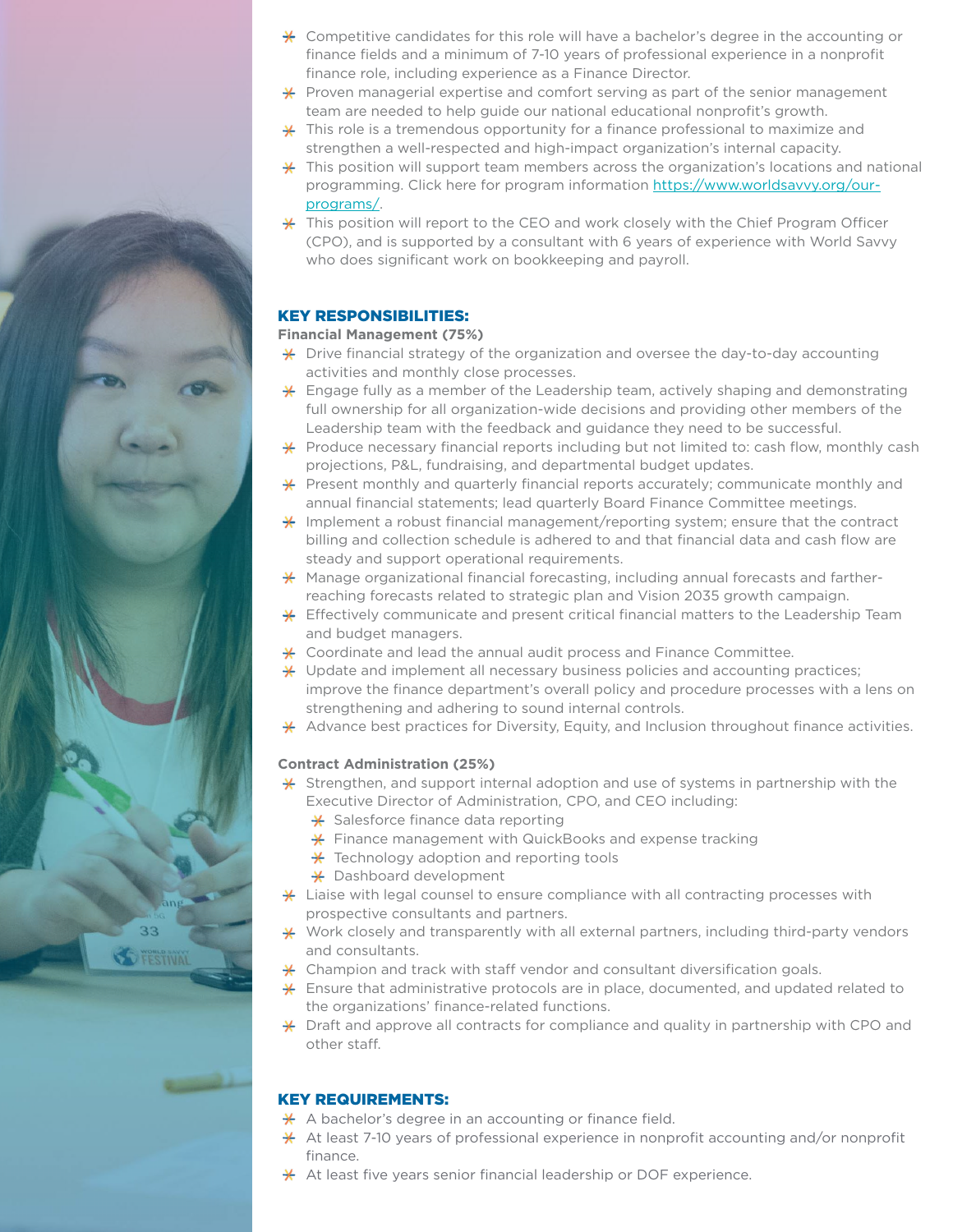- Competitive candidates for this role will have a bachelor's degree in the accounting or finance fields and a minimum of 7-10 years of professional experience in a nonprofit finance role, including experience as a Finance Director.
- Proven managerial expertise and comfort serving as part of the senior management team are needed to help guide our national educational nonprofit's growth.
- This role is a tremendous opportunity for a finance professional to maximize and strengthen a well-respected and high-impact organization's internal capacity.
- This position will support team members across the organization's locations and national programming. Click here for program information [https://www.worldsavvy.org/our-programs/](https://www.worldsavvy.org/our-programs/).
- This position will report to the CEO and work closely with the Chief Program Officer (CPO), and is supported by a consultant with 6 years of experience with World Savvy who does significant work on bookkeeping and payroll.

## KEY RESPONSIBILITIES:

**Financial Management (75%)**

- Drive financial strategy of the organization and oversee the day-to-day accounting activities and monthly close processes.
- Engage fully as a member of the Leadership team, actively shaping and demonstrating full ownership for all organization-wide decisions and providing other members of the Leadership team with the feedback and guidance they need to be successful.
- Produce necessary financial reports including but not limited to: cash flow, monthly cash projections, P&L, fundraising, and departmental budget updates.
- Present monthly and quarterly financial reports accurately; communicate monthly and annual financial statements; lead quarterly Board Finance Committee meetings.
- Implement a robust financial management/reporting system; ensure that the contract billing and collection schedule is adhered to and that financial data and cash flow are steady and support operational requirements.
- Manage organizational financial forecasting, including annual forecasts and farther-reaching forecasts related to strategic plan and Vision 2035 growth campaign.
- Effectively communicate and present critical financial matters to the Leadership Team and budget managers.
- Coordinate and lead the annual audit process and Finance Committee.
- Update and implement all necessary business policies and accounting practices; improve the finance department's overall policy and procedure processes with a lens on strengthening and adhering to sound internal controls.
- Advance best practices for Diversity, Equity, and Inclusion throughout finance activities.

**Contract Administration (25%)**

- Strengthen, and support internal adoption and use of systems in partnership with the Executive Director of Administration, CPO, and CEO including:
  - Salesforce finance data reporting
  - Finance management with QuickBooks and expense tracking
  - Technology adoption and reporting tools
  - Dashboard development
- Liaise with legal counsel to ensure compliance with all contracting processes with prospective consultants and partners.
- Work closely and transparently with all external partners, including third-party vendors and consultants.
- Champion and track with staff vendor and consultant diversification goals.
- Ensure that administrative protocols are in place, documented, and updated related to the organizations' finance-related functions.
- Draft and approve all contracts for compliance and quality in partnership with CPO and other staff.

## KEY REQUIREMENTS:

- A bachelor's degree in an accounting or finance field.
- At least 7-10 years of professional experience in nonprofit accounting and/or nonprofit finance.
- At least five years senior financial leadership or DOF experience.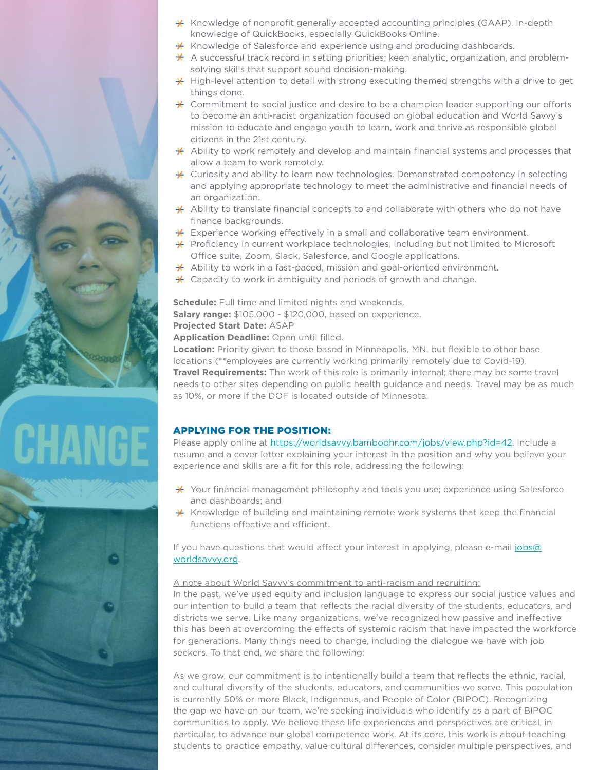- Knowledge of nonprofit generally accepted accounting principles (GAAP). In-depth knowledge of QuickBooks, especially QuickBooks Online.
- Knowledge of Salesforce and experience using and producing dashboards.
- A successful track record in setting priorities; keen analytic, organization, and problem-solving skills that support sound decision-making.
- High-level attention to detail with strong executing themed strengths with a drive to get things done.
- Commitment to social justice and desire to be a champion leader supporting our efforts to become an anti-racist organization focused on global education and World Savvy's mission to educate and engage youth to learn, work and thrive as responsible global citizens in the 21st century.
- Ability to work remotely and develop and maintain financial systems and processes that allow a team to work remotely.
- Curiosity and ability to learn new technologies. Demonstrated competency in selecting and applying appropriate technology to meet the administrative and financial needs of an organization.
- Ability to translate financial concepts to and collaborate with others who do not have finance backgrounds.
- Experience working effectively in a small and collaborative team environment.
- Proficiency in current workplace technologies, including but not limited to Microsoft Office suite, Zoom, Slack, Salesforce, and Google applications.
- Ability to work in a fast-paced, mission and goal-oriented environment.
- Capacity to work in ambiguity and periods of growth and change.

**Schedule:** Full time and limited nights and weekends.
**Salary range:** $105,000 - $120,000, based on experience.
**Projected Start Date:** ASAP
**Application Deadline:** Open until filled.
**Location:** Priority given to those based in Minneapolis, MN, but flexible to other base locations (**employees are currently working primarily remotely due to Covid-19).
**Travel Requirements:** The work of this role is primarily internal; there may be some travel needs to other sites depending on public health guidance and needs. Travel may be as much as 10%, or more if the DOF is located outside of Minnesota.

## APPLYING FOR THE POSITION:

Please apply online at https://worldsavvy.bamboohr.com/jobs/view.php?id=42. Include a resume and a cover letter explaining your interest in the position and why you believe your experience and skills are a fit for this role, addressing the following:

- Your financial management philosophy and tools you use; experience using Salesforce and dashboards; and
- Knowledge of building and maintaining remote work systems that keep the financial functions effective and efficient.

If you have questions that would affect your interest in applying, please e-mail jobs@worldsavvy.org.

A note about World Savvy's commitment to anti-racism and recruiting:

In the past, we've used equity and inclusion language to express our social justice values and our intention to build a team that reflects the racial diversity of the students, educators, and districts we serve. Like many organizations, we've recognized how passive and ineffective this has been at overcoming the effects of systemic racism that have impacted the workforce for generations. Many things need to change, including the dialogue we have with job seekers. To that end, we share the following:

As we grow, our commitment is to intentionally build a team that reflects the ethnic, racial, and cultural diversity of the students, educators, and communities we serve. This population is currently 50% or more Black, Indigenous, and People of Color (BIPOC). Recognizing the gap we have on our team, we're seeking individuals who identify as a part of BIPOC communities to apply. We believe these life experiences and perspectives are critical, in particular, to advance our global competence work. At its core, this work is about teaching students to practice empathy, value cultural differences, consider multiple perspectives, and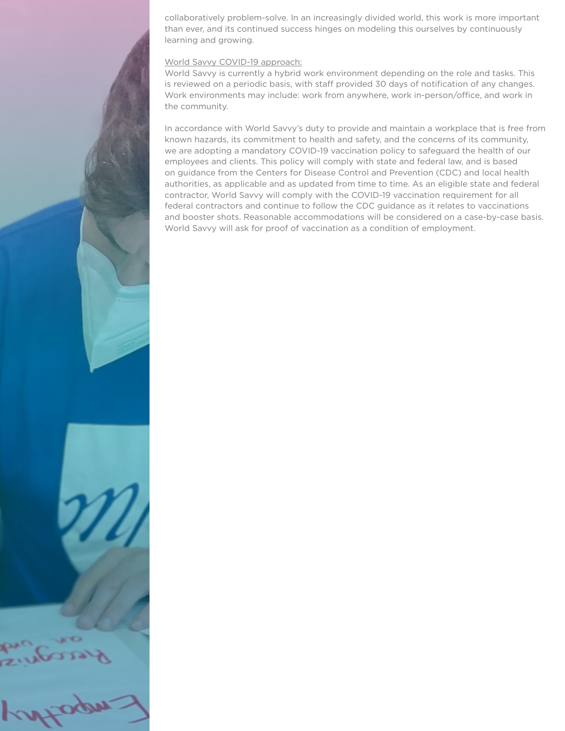collaboratively problem-solve. In an increasingly divided world, this work is more important than ever, and its continued success hinges on modeling this ourselves by continuously learning and growing.

World Savvy COVID-19 approach:

World Savvy is currently a hybrid work environment depending on the role and tasks. This is reviewed on a periodic basis, with staff provided 30 days of notification of any changes. Work environments may include: work from anywhere, work in-person/office, and work in the community.

In accordance with World Savvy's duty to provide and maintain a workplace that is free from known hazards, its commitment to health and safety, and the concerns of its community, we are adopting a mandatory COVID-19 vaccination policy to safeguard the health of our employees and clients. This policy will comply with state and federal law, and is based on guidance from the Centers for Disease Control and Prevention (CDC) and local health authorities, as applicable and as updated from time to time. As an eligible state and federal contractor, World Savvy will comply with the COVID-19 vaccination requirement for all federal contractors and continue to follow the CDC guidance as it relates to vaccinations and booster shots. Reasonable accommodations will be considered on a case-by-case basis. World Savvy will ask for proof of vaccination as a condition of employment.